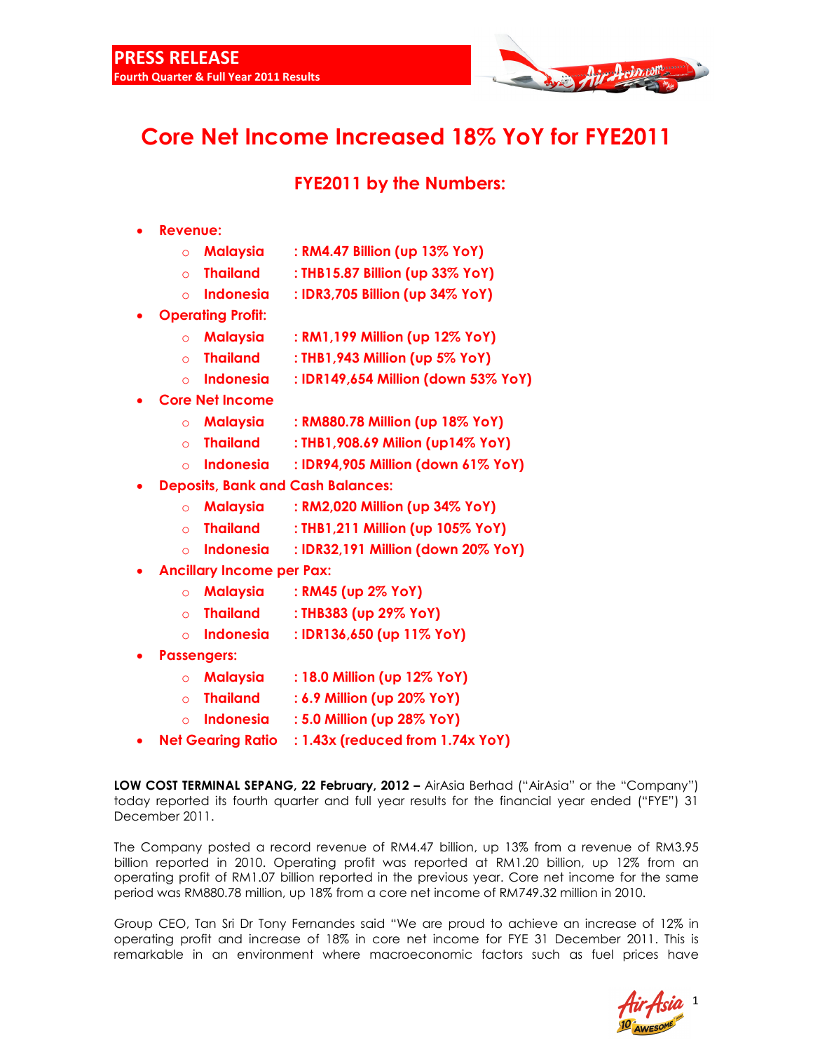**PRESS RELEASE**
**Fourth Quarter & Full Year 2011 Results**

# Core Net Income Increased 18% YoY for FYE2011

## FYE2011 by the Numbers:

- **Revenue:**
  - **Malaysia : RM4.47 Billion (up 13% YoY)**
  - **Thailand : THB15.87 Billion (up 33% YoY)**
  - **Indonesia : IDR3,705 Billion (up 34% YoY)**
- **Operating Profit:**
  - **Malaysia : RM1,199 Million (up 12% YoY)**
  - **Thailand : THB1,943 Million (up 5% YoY)**
  - **Indonesia : IDR149,654 Million (down 53% YoY)**
- **Core Net Income**
  - **Malaysia : RM880.78 Million (up 18% YoY)**
  - **Thailand : THB1,908.69 Milion (up14% YoY)**
  - **Indonesia : IDR94,905 Million (down 61% YoY)**
- **Deposits, Bank and Cash Balances:**
  - **Malaysia : RM2,020 Million (up 34% YoY)**
  - **Thailand : THB1,211 Million (up 105% YoY)**
  - **Indonesia : IDR32,191 Million (down 20% YoY)**
- **Ancillary Income per Pax:**
  - **Malaysia : RM45 (up 2% YoY)**
  - **Thailand : THB383 (up 29% YoY)**
  - **Indonesia : IDR136,650 (up 11% YoY)**
- **Passengers:**
  - **Malaysia : 18.0 Million (up 12% YoY)**
  - **Thailand : 6.9 Million (up 20% YoY)**
  - **Indonesia : 5.0 Million (up 28% YoY)**
- **Net Gearing Ratio : 1.43x (reduced from 1.74x YoY)**

**LOW COST TERMINAL SEPANG, 22 February, 2012 –** AirAsia Berhad ("AirAsia" or the "Company") today reported its fourth quarter and full year results for the financial year ended ("FYE") 31 December 2011.

The Company posted a record revenue of RM4.47 billion, up 13% from a revenue of RM3.95 billion reported in 2010. Operating profit was reported at RM1.20 billion, up 12% from an operating profit of RM1.07 billion reported in the previous year. Core net income for the same period was RM880.78 million, up 18% from a core net income of RM749.32 million in 2010.

Group CEO, Tan Sri Dr Tony Fernandes said "We are proud to achieve an increase of 12% in operating profit and increase of 18% in core net income for FYE 31 December 2011. This is remarkable in an environment where macroeconomic factors such as fuel prices have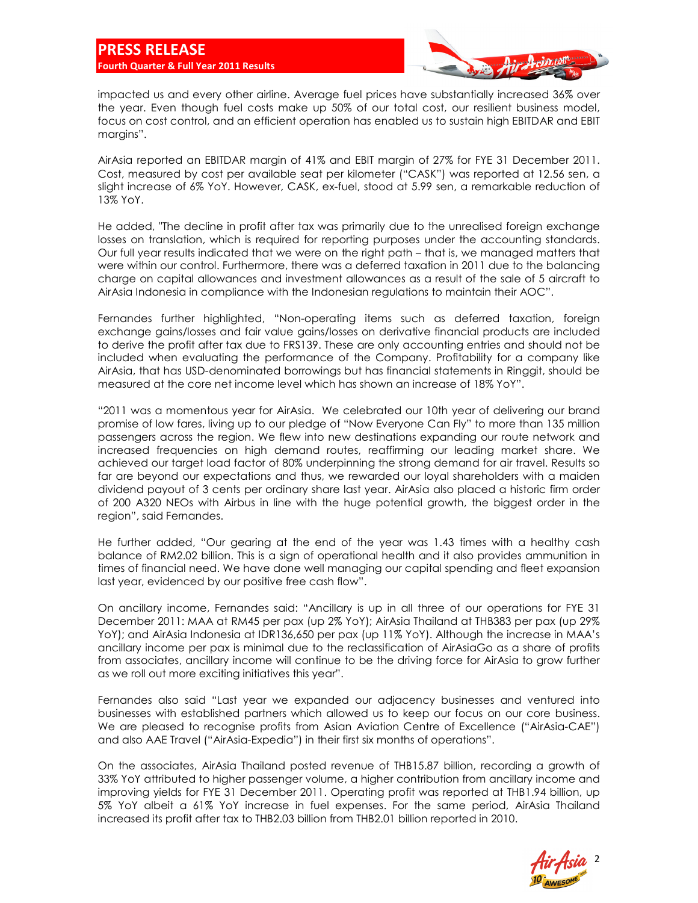impacted us and every other airline. Average fuel prices have substantially increased 36% over the year. Even though fuel costs make up 50% of our total cost, our resilient business model, focus on cost control, and an efficient operation has enabled us to sustain high EBITDAR and EBIT margins".

AirAsia reported an EBITDAR margin of 41% and EBIT margin of 27% for FYE 31 December 2011. Cost, measured by cost per available seat per kilometer ("CASK") was reported at 12.56 sen, a slight increase of 6% YoY. However, CASK, ex-fuel, stood at 5.99 sen, a remarkable reduction of 13% YoY.

He added, "The decline in profit after tax was primarily due to the unrealised foreign exchange losses on translation, which is required for reporting purposes under the accounting standards. Our full year results indicated that we were on the right path – that is, we managed matters that were within our control. Furthermore, there was a deferred taxation in 2011 due to the balancing charge on capital allowances and investment allowances as a result of the sale of 5 aircraft to AirAsia Indonesia in compliance with the Indonesian regulations to maintain their AOC".

Fernandes further highlighted, "Non-operating items such as deferred taxation, foreign exchange gains/losses and fair value gains/losses on derivative financial products are included to derive the profit after tax due to FRS139. These are only accounting entries and should not be included when evaluating the performance of the Company. Profitability for a company like AirAsia, that has USD-denominated borrowings but has financial statements in Ringgit, should be measured at the core net income level which has shown an increase of 18% YoY".

"2011 was a momentous year for AirAsia. We celebrated our 10th year of delivering our brand promise of low fares, living up to our pledge of "Now Everyone Can Fly" to more than 135 million passengers across the region. We flew into new destinations expanding our route network and increased frequencies on high demand routes, reaffirming our leading market share. We achieved our target load factor of 80% underpinning the strong demand for air travel. Results so far are beyond our expectations and thus, we rewarded our loyal shareholders with a maiden dividend payout of 3 cents per ordinary share last year. AirAsia also placed a historic firm order of 200 A320 NEOs with Airbus in line with the huge potential growth, the biggest order in the region", said Fernandes.

He further added, "Our gearing at the end of the year was 1.43 times with a healthy cash balance of RM2.02 billion. This is a sign of operational health and it also provides ammunition in times of financial need. We have done well managing our capital spending and fleet expansion last year, evidenced by our positive free cash flow".

On ancillary income, Fernandes said: "Ancillary is up in all three of our operations for FYE 31 December 2011: MAA at RM45 per pax (up 2% YoY); AirAsia Thailand at THB383 per pax (up 29% YoY); and AirAsia Indonesia at IDR136,650 per pax (up 11% YoY). Although the increase in MAA's ancillary income per pax is minimal due to the reclassification of AirAsiaGo as a share of profits from associates, ancillary income will continue to be the driving force for AirAsia to grow further as we roll out more exciting initiatives this year".

Fernandes also said "Last year we expanded our adjacency businesses and ventured into businesses with established partners which allowed us to keep our focus on our core business. We are pleased to recognise profits from Asian Aviation Centre of Excellence ("AirAsia-CAE") and also AAE Travel ("AirAsia-Expedia") in their first six months of operations".

On the associates, AirAsia Thailand posted revenue of THB15.87 billion, recording a growth of 33% YoY attributed to higher passenger volume, a higher contribution from ancillary income and improving yields for FYE 31 December 2011. Operating profit was reported at THB1.94 billion, up 5% YoY albeit a 61% YoY increase in fuel expenses. For the same period, AirAsia Thailand increased its profit after tax to THB2.03 billion from THB2.01 billion reported in 2010.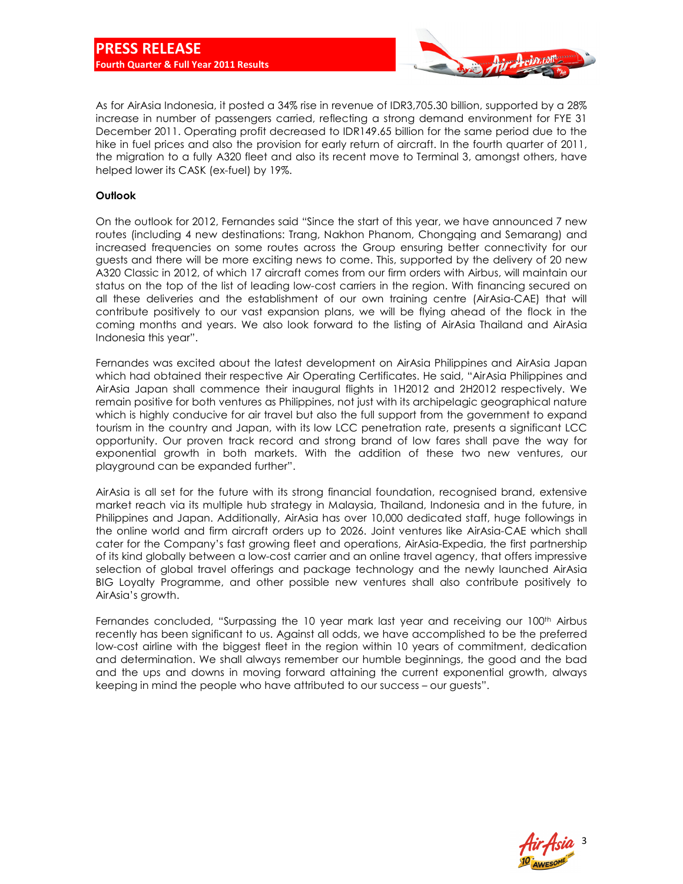As for AirAsia Indonesia, it posted a 34% rise in revenue of IDR3,705.30 billion, supported by a 28% increase in number of passengers carried, reflecting a strong demand environment for FYE 31 December 2011. Operating profit decreased to IDR149.65 billion for the same period due to the hike in fuel prices and also the provision for early return of aircraft. In the fourth quarter of 2011, the migration to a fully A320 fleet and also its recent move to Terminal 3, amongst others, have helped lower its CASK (ex-fuel) by 19%.

**Outlook**

On the outlook for 2012, Fernandes said "Since the start of this year, we have announced 7 new routes (including 4 new destinations: Trang, Nakhon Phanom, Chongqing and Semarang) and increased frequencies on some routes across the Group ensuring better connectivity for our guests and there will be more exciting news to come. This, supported by the delivery of 20 new A320 Classic in 2012, of which 17 aircraft comes from our firm orders with Airbus, will maintain our status on the top of the list of leading low-cost carriers in the region. With financing secured on all these deliveries and the establishment of our own training centre (AirAsia-CAE) that will contribute positively to our vast expansion plans, we will be flying ahead of the flock in the coming months and years. We also look forward to the listing of AirAsia Thailand and AirAsia Indonesia this year".

Fernandes was excited about the latest development on AirAsia Philippines and AirAsia Japan which had obtained their respective Air Operating Certificates. He said, "AirAsia Philippines and AirAsia Japan shall commence their inaugural flights in 1H2012 and 2H2012 respectively. We remain positive for both ventures as Philippines, not just with its archipelagic geographical nature which is highly conducive for air travel but also the full support from the government to expand tourism in the country and Japan, with its low LCC penetration rate, presents a significant LCC opportunity. Our proven track record and strong brand of low fares shall pave the way for exponential growth in both markets. With the addition of these two new ventures, our playground can be expanded further".

AirAsia is all set for the future with its strong financial foundation, recognised brand, extensive market reach via its multiple hub strategy in Malaysia, Thailand, Indonesia and in the future, in Philippines and Japan. Additionally, AirAsia has over 10,000 dedicated staff, huge followings in the online world and firm aircraft orders up to 2026. Joint ventures like AirAsia-CAE which shall cater for the Company's fast growing fleet and operations, AirAsia-Expedia, the first partnership of its kind globally between a low-cost carrier and an online travel agency, that offers impressive selection of global travel offerings and package technology and the newly launched AirAsia BIG Loyalty Programme, and other possible new ventures shall also contribute positively to AirAsia's growth.

Fernandes concluded, "Surpassing the 10 year mark last year and receiving our 100th Airbus recently has been significant to us. Against all odds, we have accomplished to be the preferred low-cost airline with the biggest fleet in the region within 10 years of commitment, dedication and determination. We shall always remember our humble beginnings, the good and the bad and the ups and downs in moving forward attaining the current exponential growth, always keeping in mind the people who have attributed to our success – our guests".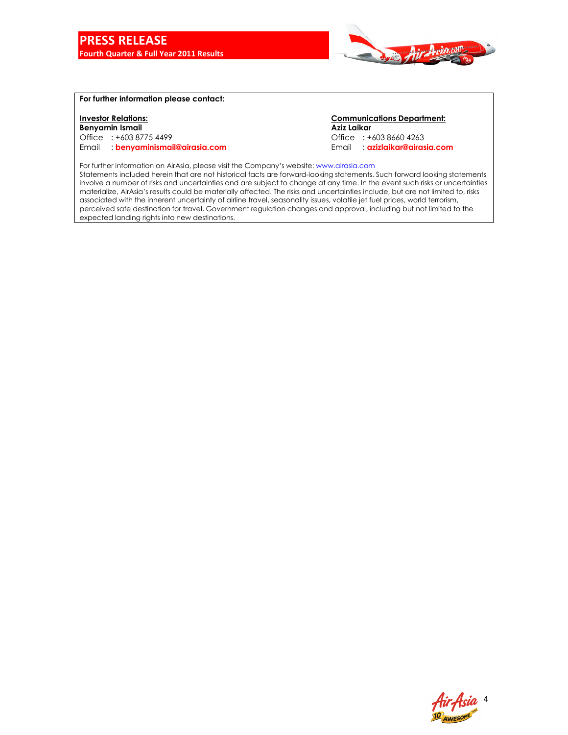**For further information please contact:**

**Investor Relations:**
**Benyamin Ismail**
Office : +603 8775 4499
Email : **benyaminismail@airasia.com**

**Communications Department:**
**Aziz Laikar**
Office : +603 8660 4263
Email : **azizlaikar@airasia.com**

For further information on AirAsia, please visit the Company's website: www.airasia.com
Statements included herein that are not historical facts are forward-looking statements. Such forward looking statements involve a number of risks and uncertainties and are subject to change at any time. In the event such risks or uncertainties materialize, AirAsia's results could be materially affected. The risks and uncertainties include, but are not limited to, risks associated with the inherent uncertainty of airline travel, seasonality issues, volatile jet fuel prices, world terrorism, perceived safe destination for travel, Government regulation changes and approval, including but not limited to the expected landing rights into new destinations.